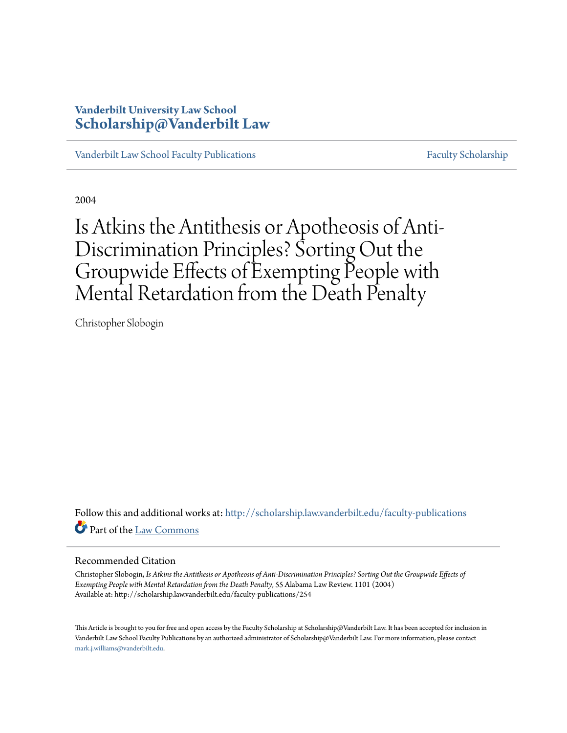Vanderbilt University Law School
**Scholarship@Vanderbilt Law**

Vanderbilt Law School Faculty Publications | Faculty Scholarship

2004

# Is Atkins the Antithesis or Apotheosis of Anti-Discrimination Principles? Sorting Out the Groupwide Effects of Exempting People with Mental Retardation from the Death Penalty

Christopher Slobogin

Follow this and additional works at: http://scholarship.law.vanderbilt.edu/faculty-publications

Part of the Law Commons

## Recommended Citation

Christopher Slobogin, *Is Atkins the Antithesis or Apotheosis of Anti-Discrimination Principles? Sorting Out the Groupwide Effects of Exempting People with Mental Retardation from the Death Penalty*, 55 Alabama Law Review. 1101 (2004)
Available at: http://scholarship.law.vanderbilt.edu/faculty-publications/254

This Article is brought to you for free and open access by the Faculty Scholarship at Scholarship@Vanderbilt Law. It has been accepted for inclusion in Vanderbilt Law School Faculty Publications by an authorized administrator of Scholarship@Vanderbilt Law. For more information, please contact mark.j.williams@vanderbilt.edu.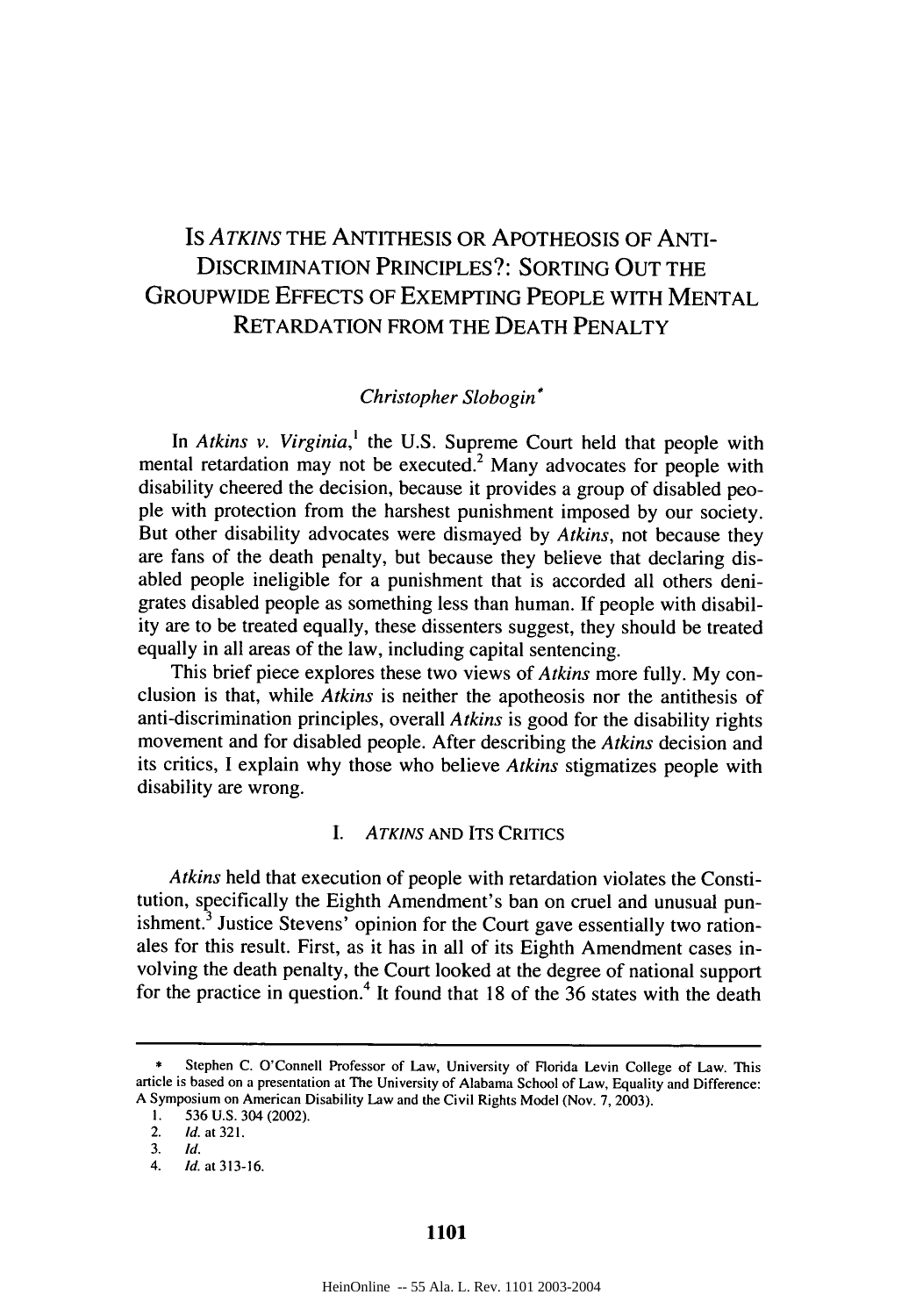# IS *ATKINS* THE ANTITHESIS OR APOTHEOSIS OF ANTI-DISCRIMINATION PRINCIPLES?: SORTING OUT THE GROUPWIDE EFFECTS OF EXEMPTING PEOPLE WITH MENTAL RETARDATION FROM THE DEATH PENALTY

*Christopher Slobogin*[*]

In *Atkins v. Virginia*,[1] the U.S. Supreme Court held that people with mental retardation may not be executed.[2] Many advocates for people with disability cheered the decision, because it provides a group of disabled people with protection from the harshest punishment imposed by our society. But other disability advocates were dismayed by *Atkins*, not because they are fans of the death penalty, but because they believe that declaring disabled people ineligible for a punishment that is accorded all others denigrates disabled people as something less than human. If people with disability are to be treated equally, these dissenters suggest, they should be treated equally in all areas of the law, including capital sentencing.

This brief piece explores these two views of *Atkins* more fully. My conclusion is that, while *Atkins* is neither the apotheosis nor the antithesis of anti-discrimination principles, overall *Atkins* is good for the disability rights movement and for disabled people. After describing the *Atkins* decision and its critics, I explain why those who believe *Atkins* stigmatizes people with disability are wrong.

## I. *ATKINS* AND ITS CRITICS

*Atkins* held that execution of people with retardation violates the Constitution, specifically the Eighth Amendment's ban on cruel and unusual punishment.[3] Justice Stevens' opinion for the Court gave essentially two rationales for this result. First, as it has in all of its Eighth Amendment cases involving the death penalty, the Court looked at the degree of national support for the practice in question.[4] It found that 18 of the 36 states with the death

---

[*] Stephen C. O'Connell Professor of Law, University of Florida Levin College of Law. This article is based on a presentation at The University of Alabama School of Law, Equality and Difference: A Symposium on American Disability Law and the Civil Rights Model (Nov. 7, 2003).

1. 536 U.S. 304 (2002).
2. *Id.* at 321.
3. *Id.*
4. *Id.* at 313-16.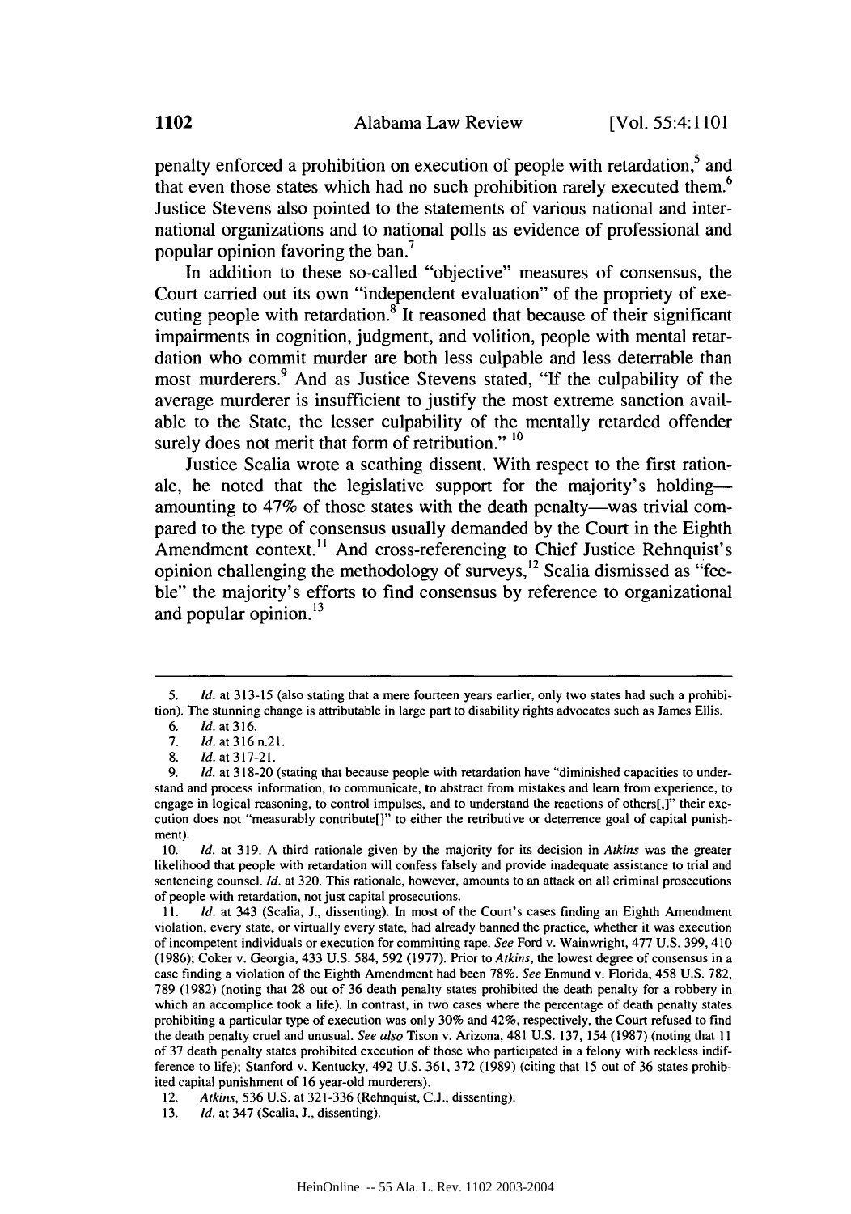penalty enforced a prohibition on execution of people with retardation,[5] and that even those states which had no such prohibition rarely executed them.[6] Justice Stevens also pointed to the statements of various national and international organizations and to national polls as evidence of professional and popular opinion favoring the ban.[7]

In addition to these so-called "objective" measures of consensus, the Court carried out its own "independent evaluation" of the propriety of executing people with retardation.[8] It reasoned that because of their significant impairments in cognition, judgment, and volition, people with mental retardation who commit murder are both less culpable and less deterrable than most murderers.[9] And as Justice Stevens stated, "If the culpability of the average murderer is insufficient to justify the most extreme sanction available to the State, the lesser culpability of the mentally retarded offender surely does not merit that form of retribution." [10]

Justice Scalia wrote a scathing dissent. With respect to the first rationale, he noted that the legislative support for the majority's holding—amounting to 47% of those states with the death penalty—was trivial compared to the type of consensus usually demanded by the Court in the Eighth Amendment context.[11] And cross-referencing to Chief Justice Rehnquist's opinion challenging the methodology of surveys,[12] Scalia dismissed as "feeble" the majority's efforts to find consensus by reference to organizational and popular opinion.[13]

---

5. *Id.* at 313-15 (also stating that a mere fourteen years earlier, only two states had such a prohibition). The stunning change is attributable in large part to disability rights advocates such as James Ellis.

6. *Id.* at 316.

7. *Id.* at 316 n.21.

8. *Id.* at 317-21.

9. *Id.* at 318-20 (stating that because people with retardation have "diminished capacities to understand and process information, to communicate, to abstract from mistakes and learn from experience, to engage in logical reasoning, to control impulses, and to understand the reactions of others[,]" their execution does not "measurably contribute[]" to either the retributive or deterrence goal of capital punishment).

10. *Id.* at 319. A third rationale given by the majority for its decision in *Atkins* was the greater likelihood that people with retardation will confess falsely and provide inadequate assistance to trial and sentencing counsel. *Id.* at 320. This rationale, however, amounts to an attack on all criminal prosecutions of people with retardation, not just capital prosecutions.

11. *Id.* at 343 (Scalia, J., dissenting). In most of the Court's cases finding an Eighth Amendment violation, every state, or virtually every state, had already banned the practice, whether it was execution of incompetent individuals or execution for committing rape. *See* Ford v. Wainwright, 477 U.S. 399, 410 (1986); Coker v. Georgia, 433 U.S. 584, 592 (1977). Prior to *Atkins*, the lowest degree of consensus in a case finding a violation of the Eighth Amendment had been 78%. *See* Enmund v. Florida, 458 U.S. 782, 789 (1982) (noting that 28 out of 36 death penalty states prohibited the death penalty for a robbery in which an accomplice took a life). In contrast, in two cases where the percentage of death penalty states prohibiting a particular type of execution was only 30% and 42%, respectively, the Court refused to find the death penalty cruel and unusual. *See also* Tison v. Arizona, 481 U.S. 137, 154 (1987) (noting that 11 of 37 death penalty states prohibited execution of those who participated in a felony with reckless indifference to life); Stanford v. Kentucky, 492 U.S. 361, 372 (1989) (citing that 15 out of 36 states prohibited capital punishment of 16 year-old murderers).

12. *Atkins*, 536 U.S. at 321-336 (Rehnquist, C.J., dissenting).

13. *Id.* at 347 (Scalia, J., dissenting).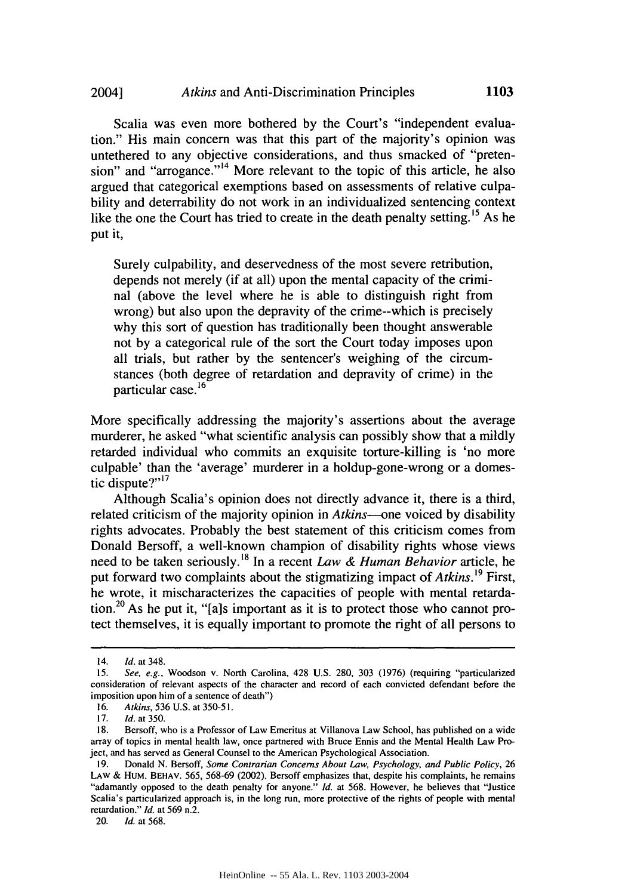Scalia was even more bothered by the Court's "independent evaluation." His main concern was that this part of the majority's opinion was untethered to any objective considerations, and thus smacked of "pretension" and "arrogance."[14] More relevant to the topic of this article, he also argued that categorical exemptions based on assessments of relative culpability and deterrability do not work in an individualized sentencing context like the one the Court has tried to create in the death penalty setting.[15] As he put it,

> Surely culpability, and deservedness of the most severe retribution, depends not merely (if at all) upon the mental capacity of the criminal (above the level where he is able to distinguish right from wrong) but also upon the depravity of the crime--which is precisely why this sort of question has traditionally been thought answerable not by a categorical rule of the sort the Court today imposes upon all trials, but rather by the sentencer's weighing of the circumstances (both degree of retardation and depravity of crime) in the particular case.[16]

More specifically addressing the majority's assertions about the average murderer, he asked "what scientific analysis can possibly show that a mildly retarded individual who commits an exquisite torture-killing is 'no more culpable' than the 'average' murderer in a holdup-gone-wrong or a domestic dispute?"[17]

Although Scalia's opinion does not directly advance it, there is a third, related criticism of the majority opinion in *Atkins*—one voiced by disability rights advocates. Probably the best statement of this criticism comes from Donald Bersoff, a well-known champion of disability rights whose views need to be taken seriously.[18] In a recent *Law & Human Behavior* article, he put forward two complaints about the stigmatizing impact of *Atkins*.[19] First, he wrote, it mischaracterizes the capacities of people with mental retardation.[20] As he put it, "[a]s important as it is to protect those who cannot protect themselves, it is equally important to promote the right of all persons to

---

14. *Id.* at 348.

15. *See, e.g.*, Woodson v. North Carolina, 428 U.S. 280, 303 (1976) (requiring "particularized consideration of relevant aspects of the character and record of each convicted defendant before the imposition upon him of a sentence of death")

16. *Atkins*, 536 U.S. at 350-51.

17. *Id.* at 350.

18. Bersoff, who is a Professor of Law Emeritus at Villanova Law School, has published on a wide array of topics in mental health law, once partnered with Bruce Ennis and the Mental Health Law Project, and has served as General Counsel to the American Psychological Association.

19. Donald N. Bersoff, *Some Contrarian Concerns About Law, Psychology, and Public Policy*, 26 LAW & HUM. BEHAV. 565, 568-69 (2002). Bersoff emphasizes that, despite his complaints, he remains "adamantly opposed to the death penalty for anyone." *Id.* at 568. However, he believes that "Justice Scalia's particularized approach is, in the long run, more protective of the rights of people with mental retardation." *Id.* at 569 n.2.

20. *Id.* at 568.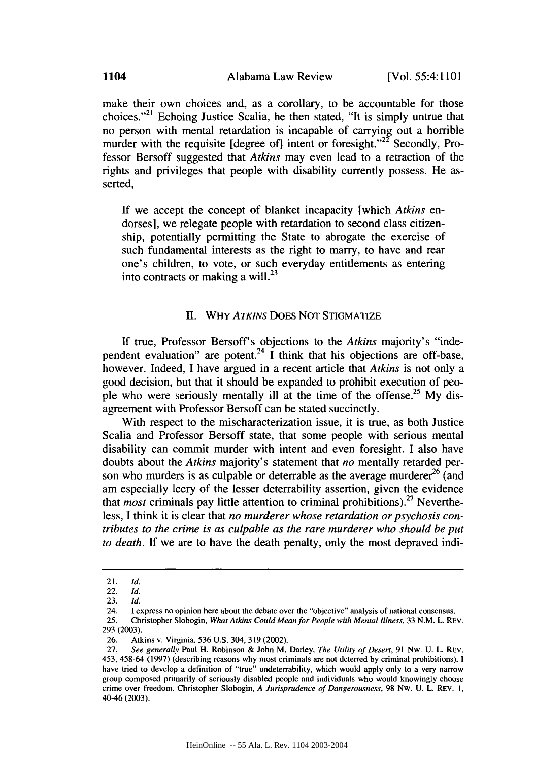make their own choices and, as a corollary, to be accountable for those choices."[21] Echoing Justice Scalia, he then stated, "It is simply untrue that no person with mental retardation is incapable of carrying out a horrible murder with the requisite [degree of] intent or foresight."[22] Secondly, Professor Bersoff suggested that *Atkins* may even lead to a retraction of the rights and privileges that people with disability currently possess. He asserted,

> If we accept the concept of blanket incapacity [which *Atkins* endorses], we relegate people with retardation to second class citizenship, potentially permitting the State to abrogate the exercise of such fundamental interests as the right to marry, to have and rear one's children, to vote, or such everyday entitlements as entering into contracts or making a will.[23]

## II. WHY *ATKINS* DOES NOT STIGMATIZE

If true, Professor Bersoff's objections to the *Atkins* majority's "independent evaluation" are potent.[24] I think that his objections are off-base, however. Indeed, I have argued in a recent article that *Atkins* is not only a good decision, but that it should be expanded to prohibit execution of people who were seriously mentally ill at the time of the offense.[25] My disagreement with Professor Bersoff can be stated succinctly.

With respect to the mischaracterization issue, it is true, as both Justice Scalia and Professor Bersoff state, that some people with serious mental disability can commit murder with intent and even foresight. I also have doubts about the *Atkins* majority's statement that *no* mentally retarded person who murders is as culpable or deterrable as the average murderer[26] (and am especially leery of the lesser deterrability assertion, given the evidence that *most* criminals pay little attention to criminal prohibitions).[27] Nevertheless, I think it is clear that *no murderer whose retardation or psychosis contributes to the crime is as culpable as the rare murderer who should be put to death*. If we are to have the death penalty, only the most depraved indi-

---

21. *Id.*

22. *Id.*

23. *Id.*

24. I express no opinion here about the debate over the "objective" analysis of national consensus.

25. Christopher Slobogin, *What Atkins Could Mean for People with Mental Illness*, 33 N.M. L. REV. 293 (2003).

26. Atkins v. Virginia, 536 U.S. 304, 319 (2002).

27. *See generally* Paul H. Robinson & John M. Darley, *The Utility of Desert*, 91 NW. U. L. REV. 453, 458-64 (1997) (describing reasons why most criminals are not deterred by criminal prohibitions). I have tried to develop a definition of "true" undeterrability, which would apply only to a very narrow group composed primarily of seriously disabled people and individuals who would knowingly choose crime over freedom. Christopher Slobogin, *A Jurisprudence of Dangerousness*, 98 NW. U. L. REV. 1, 40-46 (2003).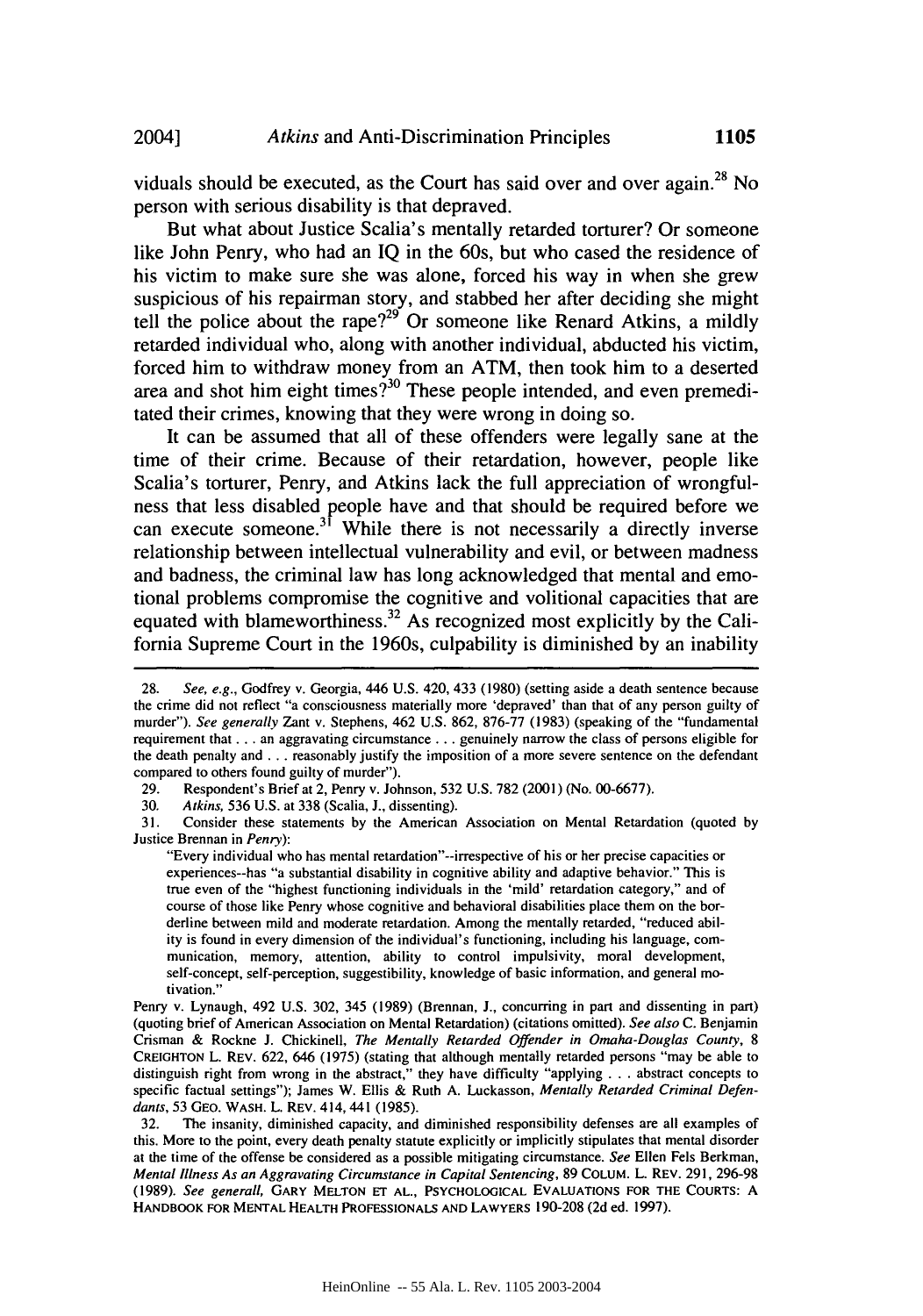viduals should be executed, as the Court has said over and over again.[28] No person with serious disability is that depraved.

But what about Justice Scalia's mentally retarded torturer? Or someone like John Penry, who had an IQ in the 60s, but who cased the residence of his victim to make sure she was alone, forced his way in when she grew suspicious of his repairman story, and stabbed her after deciding she might tell the police about the rape?[29] Or someone like Renard Atkins, a mildly retarded individual who, along with another individual, abducted his victim, forced him to withdraw money from an ATM, then took him to a deserted area and shot him eight times?[30] These people intended, and even premeditated their crimes, knowing that they were wrong in doing so.

It can be assumed that all of these offenders were legally sane at the time of their crime. Because of their retardation, however, people like Scalia's torturer, Penry, and Atkins lack the full appreciation of wrongfulness that less disabled people have and that should be required before we can execute someone.[31] While there is not necessarily a directly inverse relationship between intellectual vulnerability and evil, or between madness and badness, the criminal law has long acknowledged that mental and emotional problems compromise the cognitive and volitional capacities that are equated with blameworthiness.[32] As recognized most explicitly by the California Supreme Court in the 1960s, culpability is diminished by an inability

---

28. *See, e.g.*, Godfrey v. Georgia, 446 U.S. 420, 433 (1980) (setting aside a death sentence because the crime did not reflect "a consciousness materially more 'depraved' than that of any person guilty of murder"). *See generally* Zant v. Stephens, 462 U.S. 862, 876-77 (1983) (speaking of the "fundamental requirement that . . . an aggravating circumstance . . . genuinely narrow the class of persons eligible for the death penalty and . . . reasonably justify the imposition of a more severe sentence on the defendant compared to others found guilty of murder").

29. Respondent's Brief at 2, Penry v. Johnson, 532 U.S. 782 (2001) (No. 00-6677).

30. *Atkins*, 536 U.S. at 338 (Scalia, J., dissenting).

31. Consider these statements by the American Association on Mental Retardation (quoted by Justice Brennan in *Penry*):

> "Every individual who has mental retardation"--irrespective of his or her precise capacities or experiences--has "a substantial disability in cognitive ability and adaptive behavior." This is true even of the "highest functioning individuals in the 'mild' retardation category," and of course of those like Penry whose cognitive and behavioral disabilities place them on the borderline between mild and moderate retardation. Among the mentally retarded, "reduced ability is found in every dimension of the individual's functioning, including his language, communication, memory, attention, ability to control impulsivity, moral development, self-concept, self-perception, suggestibility, knowledge of basic information, and general motivation."

Penry v. Lynaugh, 492 U.S. 302, 345 (1989) (Brennan, J., concurring in part and dissenting in part) (quoting brief of American Association on Mental Retardation) (citations omitted). *See also* C. Benjamin Crisman & Rockne J. Chickinell, *The Mentally Retarded Offender in Omaha-Douglas County*, 8 CREIGHTON L. REV. 622, 646 (1975) (stating that although mentally retarded persons "may be able to distinguish right from wrong in the abstract," they have difficulty "applying . . . abstract concepts to specific factual settings"); James W. Ellis & Ruth A. Luckasson, *Mentally Retarded Criminal Defendants*, 53 GEO. WASH. L. REV. 414, 441 (1985).

32. The insanity, diminished capacity, and diminished responsibility defenses are all examples of this. More to the point, every death penalty statute explicitly or implicitly stipulates that mental disorder at the time of the offense be considered as a possible mitigating circumstance. *See* Ellen Fels Berkman, *Mental Illness As an Aggravating Circumstance in Capital Sentencing*, 89 COLUM. L. REV. 291, 296-98 (1989). *See generall*, GARY MELTON ET AL., PSYCHOLOGICAL EVALUATIONS FOR THE COURTS: A HANDBOOK FOR MENTAL HEALTH PROFESSIONALS AND LAWYERS 190-208 (2d ed. 1997).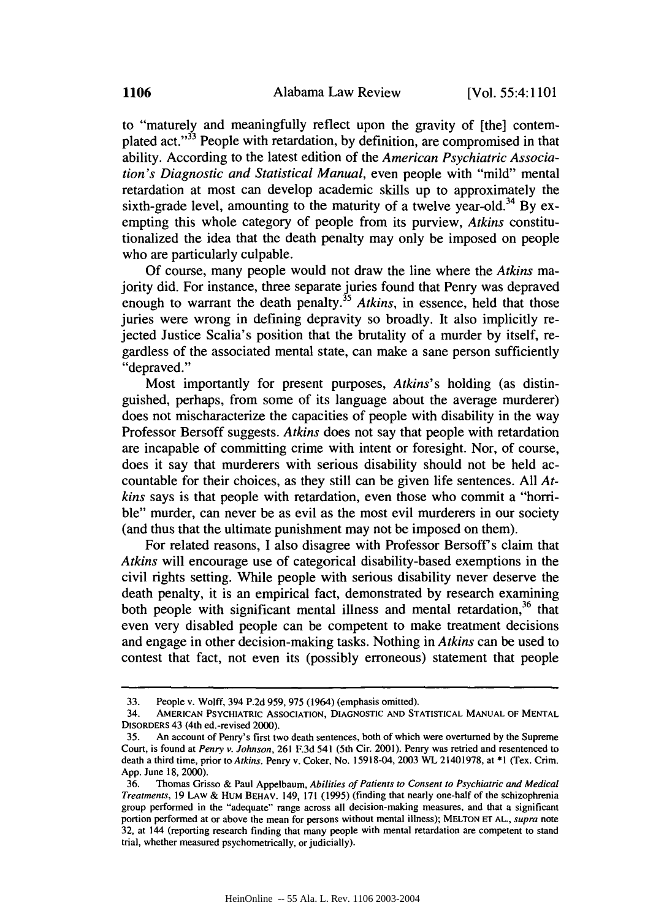to "maturely and meaningfully reflect upon the gravity of [the] contemplated act."[33] People with retardation, by definition, are compromised in that ability. According to the latest edition of the *American Psychiatric Association's Diagnostic and Statistical Manual*, even people with "mild" mental retardation at most can develop academic skills up to approximately the sixth-grade level, amounting to the maturity of a twelve year-old.[34] By exempting this whole category of people from its purview, *Atkins* constitutionalized the idea that the death penalty may only be imposed on people who are particularly culpable.

Of course, many people would not draw the line where the *Atkins* majority did. For instance, three separate juries found that Penry was depraved enough to warrant the death penalty.[35] *Atkins*, in essence, held that those juries were wrong in defining depravity so broadly. It also implicitly rejected Justice Scalia's position that the brutality of a murder by itself, regardless of the associated mental state, can make a sane person sufficiently "depraved."

Most importantly for present purposes, *Atkins*'s holding (as distinguished, perhaps, from some of its language about the average murderer) does not mischaracterize the capacities of people with disability in the way Professor Bersoff suggests. *Atkins* does not say that people with retardation are incapable of committing crime with intent or foresight. Nor, of course, does it say that murderers with serious disability should not be held accountable for their choices, as they still can be given life sentences. All *Atkins* says is that people with retardation, even those who commit a "horrible" murder, can never be as evil as the most evil murderers in our society (and thus that the ultimate punishment may not be imposed on them).

For related reasons, I also disagree with Professor Bersoff's claim that *Atkins* will encourage use of categorical disability-based exemptions in the civil rights setting. While people with serious disability never deserve the death penalty, it is an empirical fact, demonstrated by research examining both people with significant mental illness and mental retardation,[36] that even very disabled people can be competent to make treatment decisions and engage in other decision-making tasks. Nothing in *Atkins* can be used to contest that fact, not even its (possibly erroneous) statement that people

---

33. People v. Wolff, 394 P.2d 959, 975 (1964) (emphasis omitted).

34. AMERICAN PSYCHIATRIC ASSOCIATION, DIAGNOSTIC AND STATISTICAL MANUAL OF MENTAL DISORDERS 43 (4th ed.-revised 2000).

35. An account of Penry's first two death sentences, both of which were overturned by the Supreme Court, is found at *Penry v. Johnson*, 261 F.3d 541 (5th Cir. 2001). Penry was retried and resentenced to death a third time, prior to *Atkins*. Penry v. Coker, No. 15918-04, 2003 WL 21401978, at *1 (Tex. Crim. App. June 18, 2000).

36. Thomas Grisso & Paul Appelbaum, *Abilities of Patients to Consent to Psychiatric and Medical Treatments*, 19 LAW & HUM BEHAV. 149, 171 (1995) (finding that nearly one-half of the schizophrenia group performed in the "adequate" range across all decision-making measures, and that a significant portion performed at or above the mean for persons without mental illness); MELTON ET AL., *supra* note 32, at 144 (reporting research finding that many people with mental retardation are competent to stand trial, whether measured psychometrically, or judicially).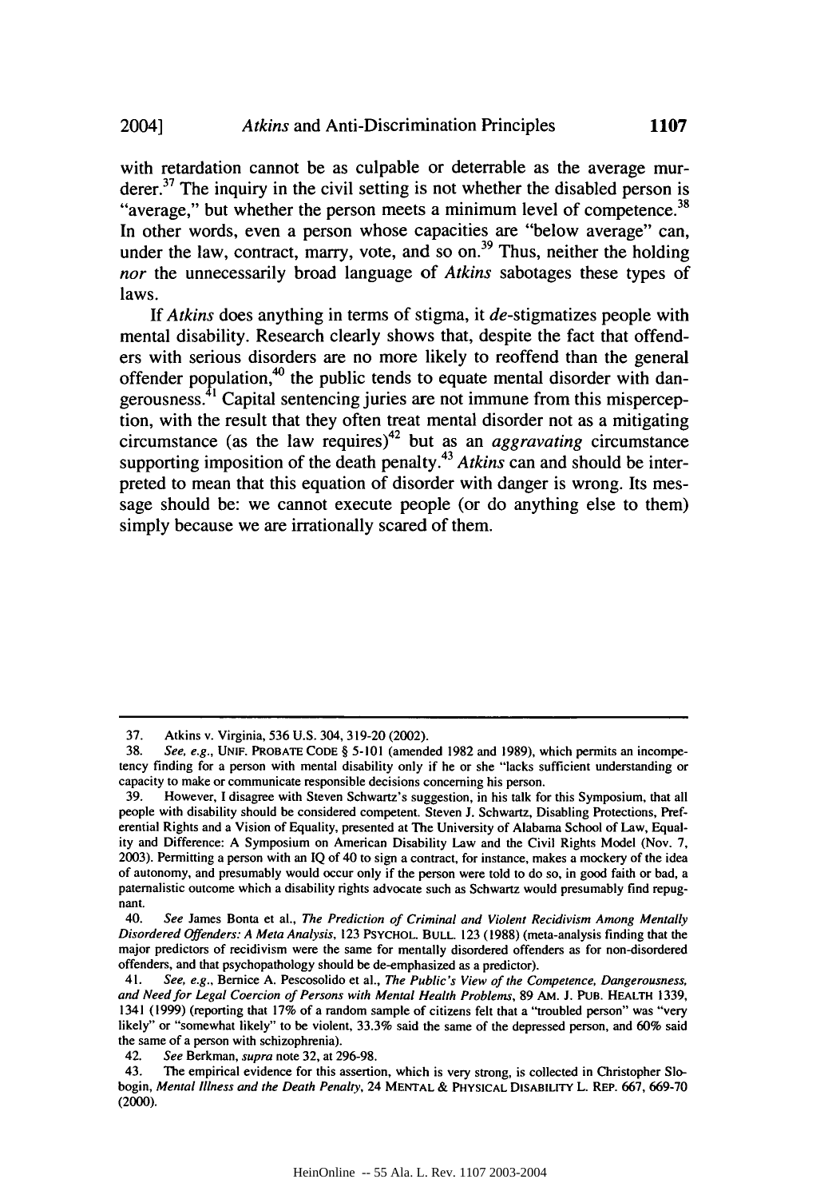with retardation cannot be as culpable or deterrable as the average murderer.[37] The inquiry in the civil setting is not whether the disabled person is "average," but whether the person meets a minimum level of competence.[38] In other words, even a person whose capacities are "below average" can, under the law, contract, marry, vote, and so on.[39] Thus, neither the holding *nor* the unnecessarily broad language of *Atkins* sabotages these types of laws.

If *Atkins* does anything in terms of stigma, it *de*-stigmatizes people with mental disability. Research clearly shows that, despite the fact that offenders with serious disorders are no more likely to reoffend than the general offender population,[40] the public tends to equate mental disorder with dangerousness.[41] Capital sentencing juries are not immune from this misperception, with the result that they often treat mental disorder not as a mitigating circumstance (as the law requires)[42] but as an *aggravating* circumstance supporting imposition of the death penalty.[43] *Atkins* can and should be interpreted to mean that this equation of disorder with danger is wrong. Its message should be: we cannot execute people (or do anything else to them) simply because we are irrationally scared of them.

---

37. Atkins v. Virginia, 536 U.S. 304, 319-20 (2002).

38. *See, e.g.*, UNIF. PROBATE CODE § 5-101 (amended 1982 and 1989), which permits an incompetency finding for a person with mental disability only if he or she "lacks sufficient understanding or capacity to make or communicate responsible decisions concerning his person.

39. However, I disagree with Steven Schwartz's suggestion, in his talk for this Symposium, that all people with disability should be considered competent. Steven J. Schwartz, Disabling Protections, Preferential Rights and a Vision of Equality, presented at The University of Alabama School of Law, Equality and Difference: A Symposium on American Disability Law and the Civil Rights Model (Nov. 7, 2003). Permitting a person with an IQ of 40 to sign a contract, for instance, makes a mockery of the idea of autonomy, and presumably would occur only if the person were told to do so, in good faith or bad, a paternalistic outcome which a disability rights advocate such as Schwartz would presumably find repugnant.

40. *See* James Bonta et al., *The Prediction of Criminal and Violent Recidivism Among Mentally Disordered Offenders: A Meta Analysis*, 123 PSYCHOL. BULL. 123 (1988) (meta-analysis finding that the major predictors of recidivism were the same for mentally disordered offenders as for non-disordered offenders, and that psychopathology should be de-emphasized as a predictor).

41. *See, e.g.*, Bernice A. Pescosolido et al., *The Public's View of the Competence, Dangerousness, and Need for Legal Coercion of Persons with Mental Health Problems*, 89 AM. J. PUB. HEALTH 1339, 1341 (1999) (reporting that 17% of a random sample of citizens felt that a "troubled person" was "very likely" or "somewhat likely" to be violent, 33.3% said the same of the depressed person, and 60% said the same of a person with schizophrenia).

42. *See* Berkman, *supra* note 32, at 296-98.

43. The empirical evidence for this assertion, which is very strong, is collected in Christopher Slobogin, *Mental Illness and the Death Penalty*, 24 MENTAL & PHYSICAL DISABILITY L. REP. 667, 669-70 (2000).